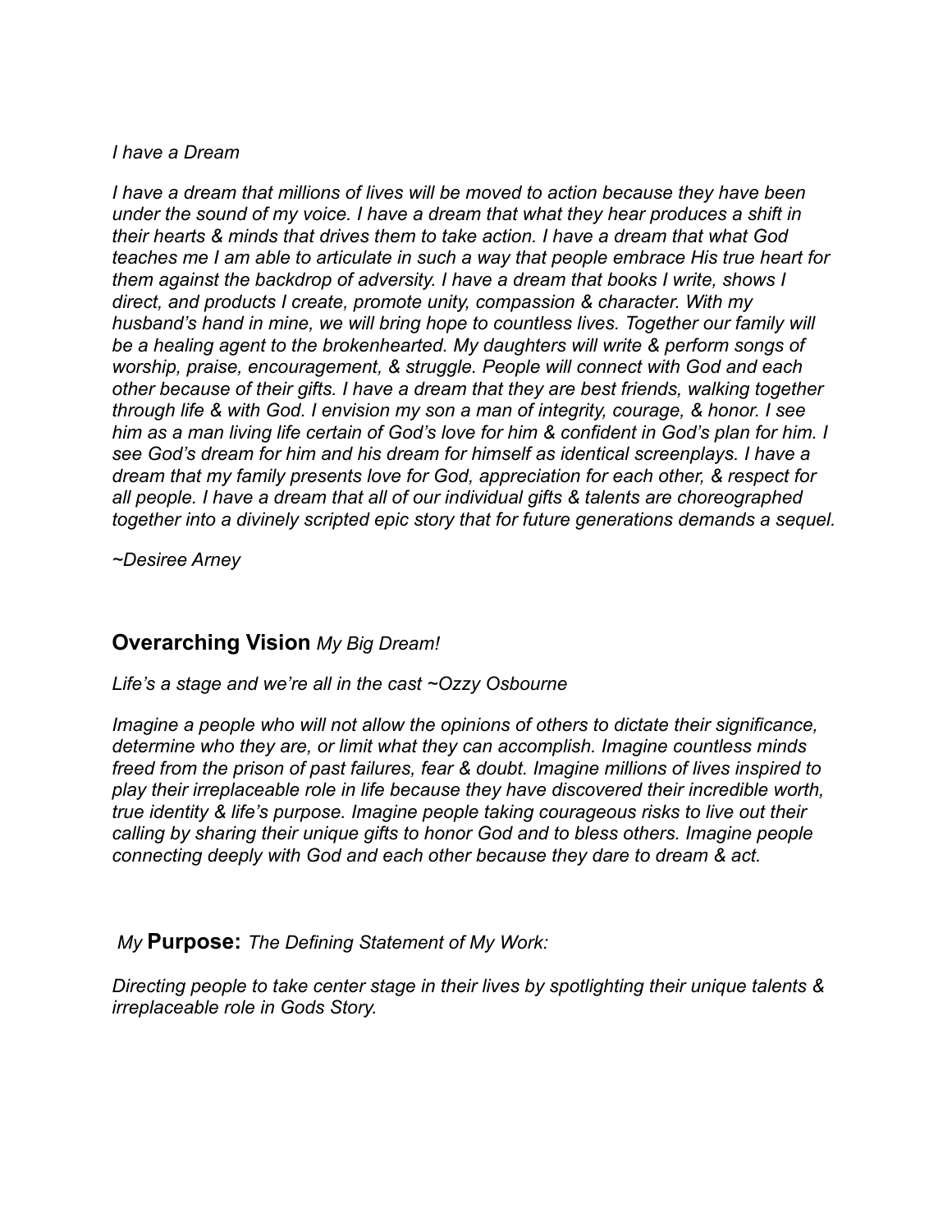*I have a Dream*

*I have a dream that millions of lives will be moved to action because they have been under the sound of my voice. I have a dream that what they hear produces a shift in their hearts & minds that drives them to take action. I have a dream that what God teaches me I am able to articulate in such a way that people embrace His true heart for them against the backdrop of adversity. I have a dream that books I write, shows I direct, and products I create, promote unity, compassion & character. With my husband's hand in mine, we will bring hope to countless lives. Together our family will be a healing agent to the brokenhearted. My daughters will write & perform songs of worship, praise, encouragement, & struggle. People will connect with God and each other because of their gifts. I have a dream that they are best friends, walking together through life & with God. I envision my son a man of integrity, courage, & honor. I see him as a man living life certain of God's love for him & confident in God's plan for him. I see God's dream for him and his dream for himself as identical screenplays. I have a dream that my family presents love for God, appreciation for each other, & respect for all people. I have a dream that all of our individual gifts & talents are choreographed together into a divinely scripted epic story that for future generations demands a sequel.*

*~Desiree Arney*

## **Overarching Vision** *My Big Dream!*

*Life's a stage and we're all in the cast ~Ozzy Osbourne*

*Imagine a people who will not allow the opinions of others to dictate their significance, determine who they are, or limit what they can accomplish. Imagine countless minds freed from the prison of past failures, fear & doubt. Imagine millions of lives inspired to play their irreplaceable role in life because they have discovered their incredible worth, true identity & life's purpose. Imagine people taking courageous risks to live out their calling by sharing their unique gifts to honor God and to bless others. Imagine people connecting deeply with God and each other because they dare to dream & act.*

## *My* **Purpose:** *The Defining Statement of My Work:*

*Directing people to take center stage in their lives by spotlighting their unique talents & irreplaceable role in Gods Story.*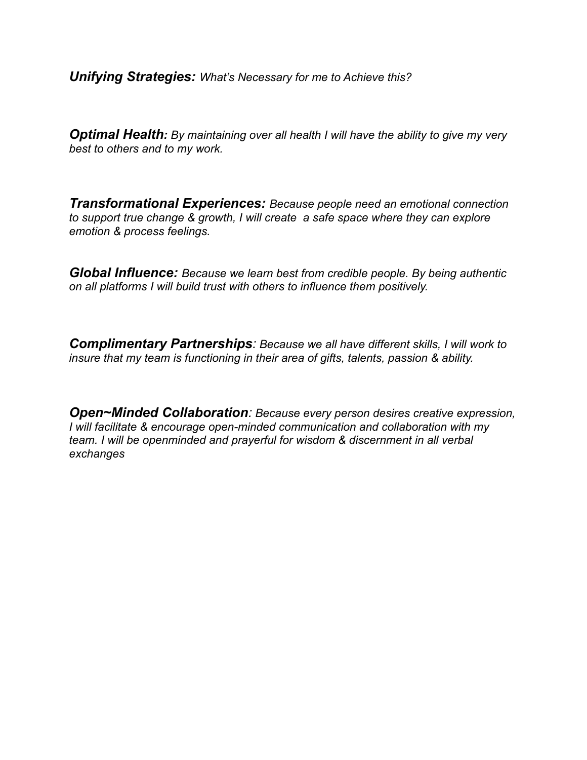***Unifying Strategies:*** *What's Necessary for me to Achieve this?*

***Optimal Health****: By maintaining over all health I will have the ability to give my very best to others and to my work.*

***Transformational Experiences:*** *Because people need an emotional connection to support true change & growth, I will create a safe space where they can explore emotion & process feelings.*

***Global Influence:*** *Because we learn best from credible people. By being authentic on all platforms I will build trust with others to influence them positively.*

***Complimentary Partnerships****: Because we all have different skills, I will work to insure that my team is functioning in their area of gifts, talents, passion & ability.*

***Open~Minded Collaboration****: Because every person desires creative expression, I will facilitate & encourage open-minded communication and collaboration with my team. I will be openminded and prayerful for wisdom & discernment in all verbal exchanges*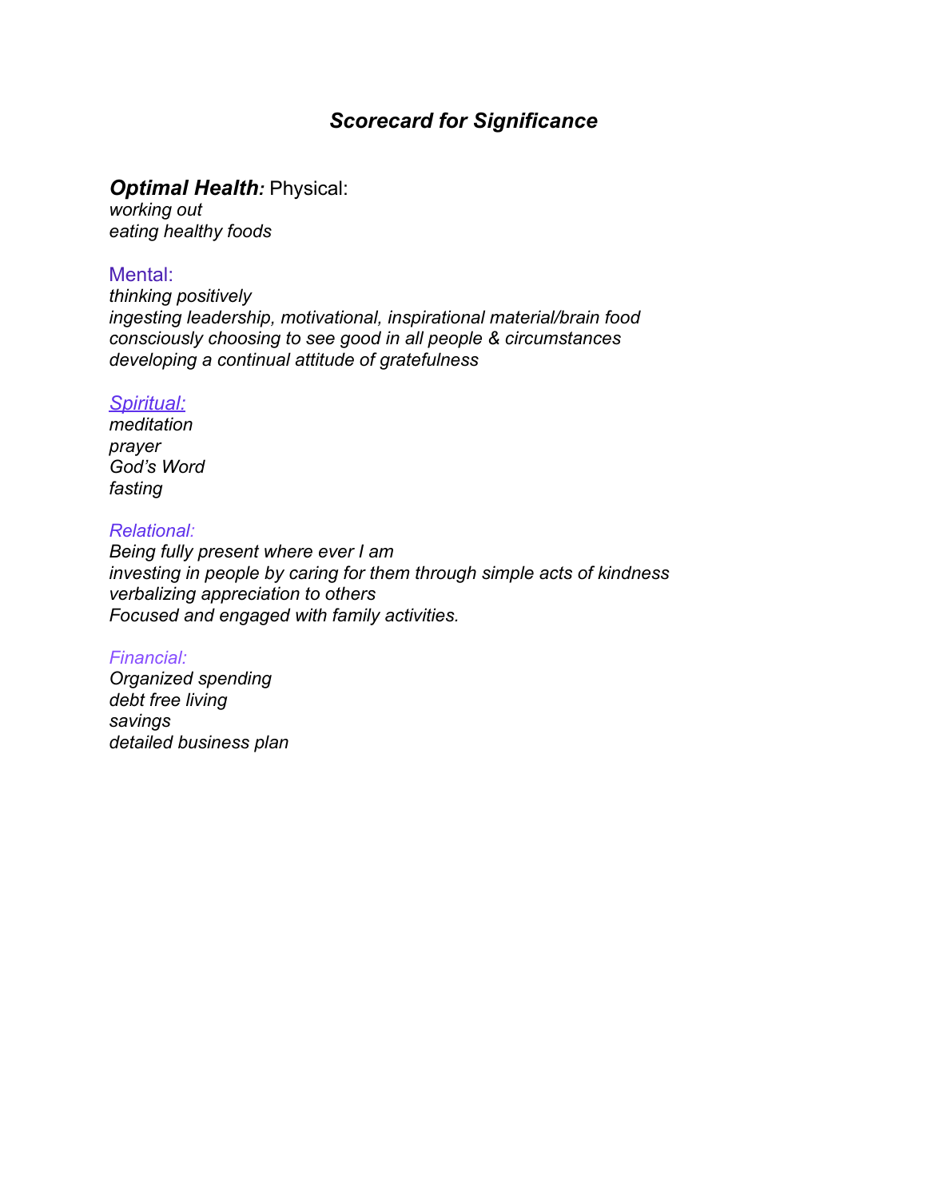## *Scorecard for Significance*

***Optimal Health:*** Physical:
*working out*
*eating healthy foods*

Mental:
*thinking positively*
*ingesting leadership, motivational, inspirational material/brain food*
*consciously choosing to see good in all people & circumstances*
*developing a continual attitude of gratefulness*

*Spiritual:*
*meditation*
*prayer*
*God's Word*
*fasting*

*Relational:*
*Being fully present where ever I am*
*investing in people by caring for them through simple acts of kindness*
*verbalizing appreciation to others*
*Focused and engaged with family activities.*

*Financial:*
*Organized spending*
*debt free living*
*savings*
*detailed business plan*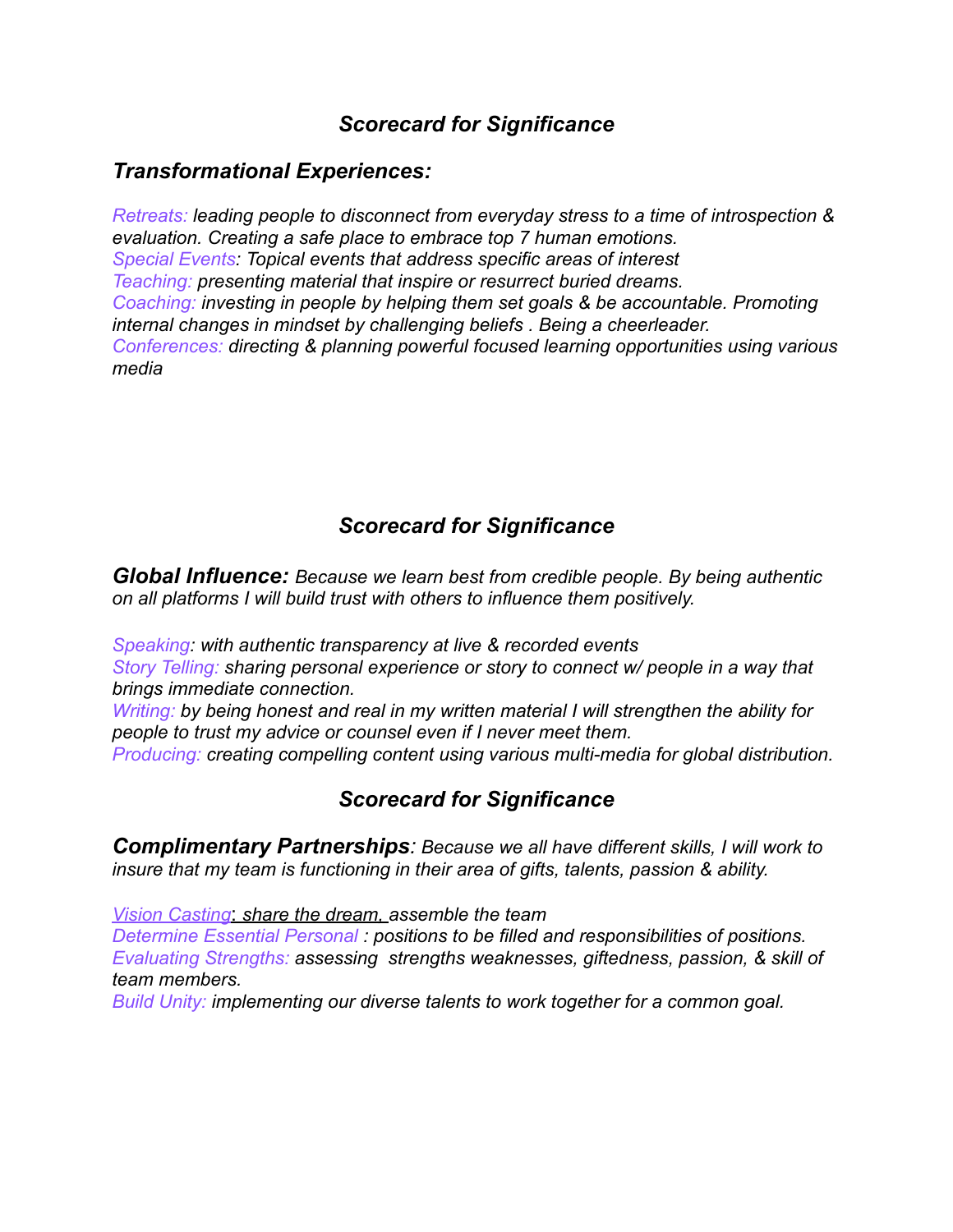## *Scorecard for Significance*

### *Transformational Experiences:*

*Retreats: leading people to disconnect from everyday stress to a time of introspection & evaluation. Creating a safe place to embrace top 7 human emotions.*
*Special Events: Topical events that address specific areas of interest*
*Teaching: presenting material that inspire or resurrect buried dreams.*
*Coaching: investing in people by helping them set goals & be accountable. Promoting internal changes in mindset by challenging beliefs . Being a cheerleader.*
*Conferences: directing & planning powerful focused learning opportunities using various media*

## *Scorecard for Significance*

***Global Influence:*** *Because we learn best from credible people. By being authentic on all platforms I will build trust with others to influence them positively.*

*Speaking: with authentic transparency at live & recorded events*
*Story Telling: sharing personal experience or story to connect w/ people in a way that brings immediate connection.*
*Writing: by being honest and real in my written material I will strengthen the ability for people to trust my advice or counsel even if I never meet them.*
*Producing: creating compelling content using various multi-media for global distribution.*

## *Scorecard for Significance*

***Complimentary Partnerships****: Because we all have different skills, I will work to insure that my team is functioning in their area of gifts, talents, passion & ability.*

*Vision Casting: share the dream, assemble the team*
*Determine Essential Personal : positions to be filled and responsibilities of positions.*
*Evaluating Strengths: assessing strengths weaknesses, giftedness, passion, & skill of team members.*
*Build Unity: implementing our diverse talents to work together for a common goal.*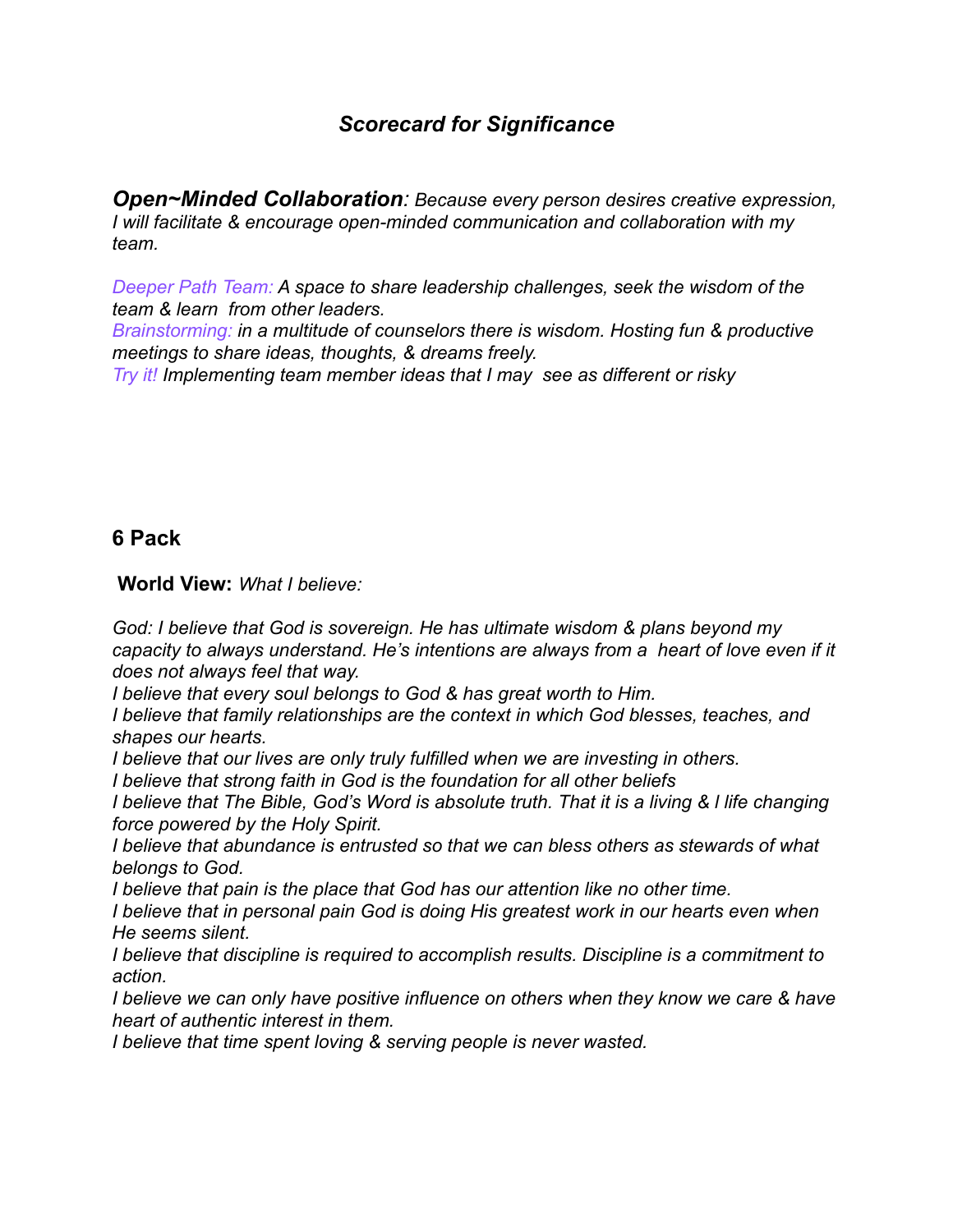## *Scorecard for Significance*

***Open~Minded Collaboration**: Because every person desires creative expression, I will facilitate & encourage open-minded communication and collaboration with my team.*

*Deeper Path Team: A space to share leadership challenges, seek the wisdom of the team & learn from other leaders.*
*Brainstorming: in a multitude of counselors there is wisdom. Hosting fun & productive meetings to share ideas, thoughts, & dreams freely.*
*Try it! Implementing team member ideas that I may see as different or risky*

### 6 Pack

**World View:** *What I believe:*

*God: I believe that God is sovereign. He has ultimate wisdom & plans beyond my capacity to always understand. He's intentions are always from a heart of love even if it does not always feel that way.*
*I believe that every soul belongs to God & has great worth to Him.*
*I believe that family relationships are the context in which God blesses, teaches, and shapes our hearts.*
*I believe that our lives are only truly fulfilled when we are investing in others.*
*I believe that strong faith in God is the foundation for all other beliefs*
*I believe that The Bible, God's Word is absolute truth. That it is a living & l life changing force powered by the Holy Spirit.*
*I believe that abundance is entrusted so that we can bless others as stewards of what belongs to God.*
*I believe that pain is the place that God has our attention like no other time.*
*I believe that in personal pain God is doing His greatest work in our hearts even when He seems silent.*
*I believe that discipline is required to accomplish results. Discipline is a commitment to action.*
*I believe we can only have positive influence on others when they know we care & have heart of authentic interest in them.*
*I believe that time spent loving & serving people is never wasted.*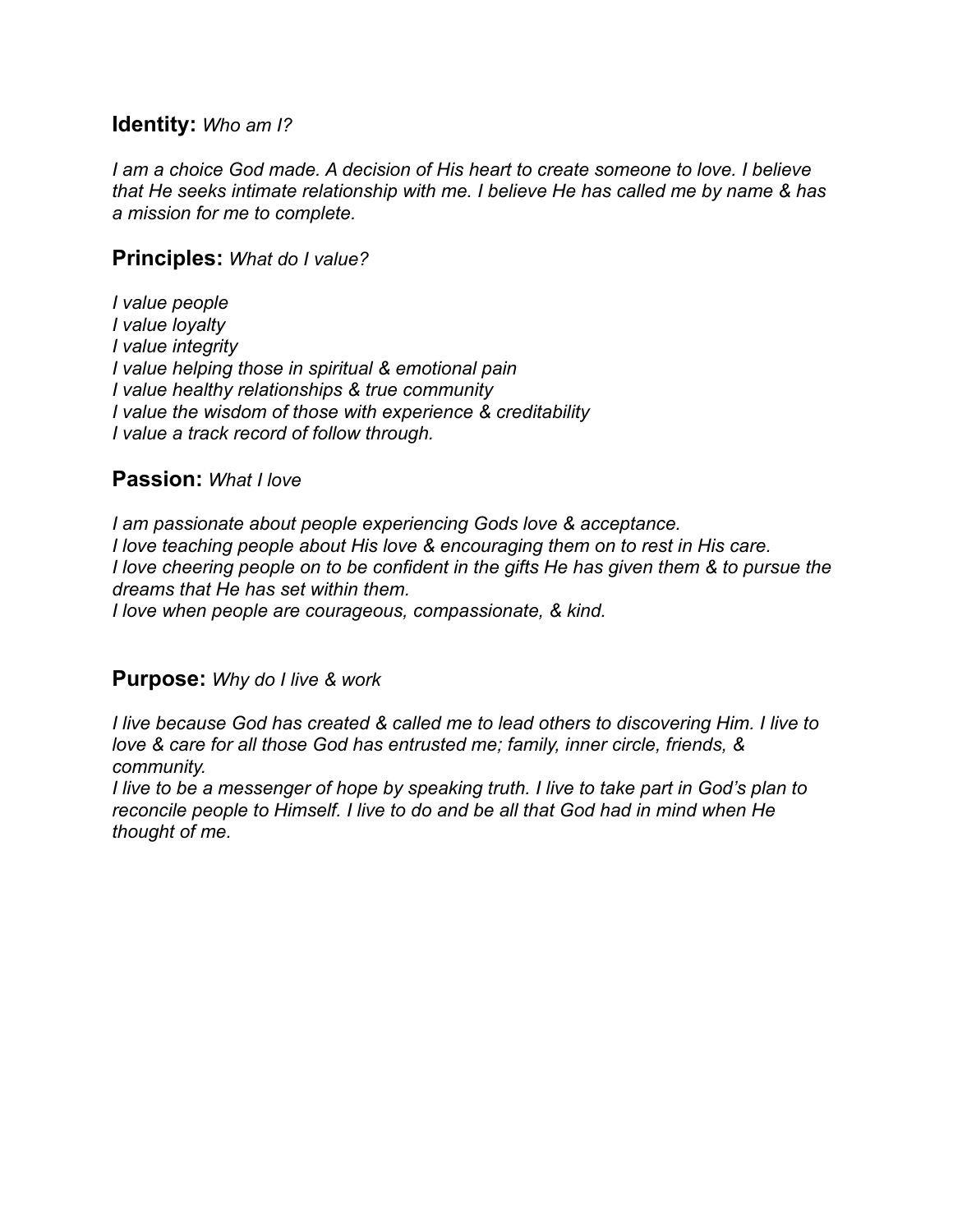**Identity:** *Who am I?*

*I am a choice God made. A decision of His heart to create someone to love. I believe that He seeks intimate relationship with me. I believe He has called me by name & has a mission for me to complete.*

**Principles:** *What do I value?*

*I value people*
*I value loyalty*
*I value integrity*
*I value helping those in spiritual & emotional pain*
*I value healthy relationships & true community*
*I value the wisdom of those with experience & creditability*
*I value a track record of follow through.*

**Passion:** *What I love*

*I am passionate about people experiencing Gods love & acceptance.*
*I love teaching people about His love & encouraging them on to rest in His care.*
*I love cheering people on to be confident in the gifts He has given them & to pursue the dreams that He has set within them.*
*I love when people are courageous, compassionate, & kind.*

**Purpose:** *Why do I live & work*

*I live because God has created & called me to lead others to discovering Him. I live to love & care for all those God has entrusted me; family, inner circle, friends, & community.*
*I live to be a messenger of hope by speaking truth. I live to take part in God's plan to reconcile people to Himself. I live to do and be all that God had in mind when He thought of me.*